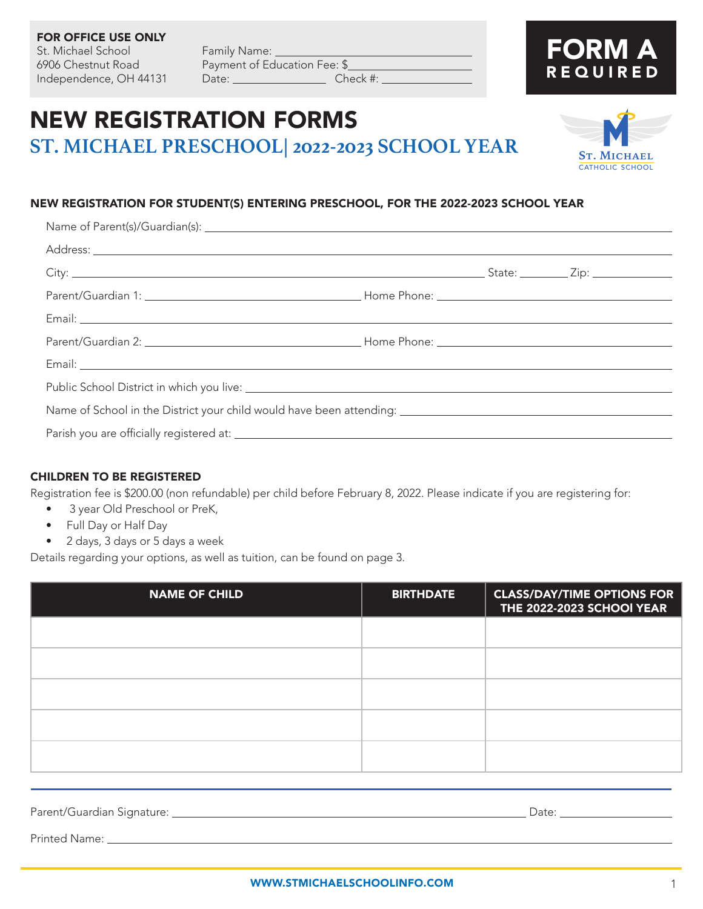**FOR OFFICE USE ONLY**
St. Michael School
6906 Chestnut Road
Independence, OH 44131

Family Name: ______________________
Payment of Education Fee: $______________
Date: ____________ Check #: ____________

**FORM A**
**REQUIRED**

# NEW REGISTRATION FORMS

## ST. MICHAEL PRESCHOOL| 2022-2023 SCHOOL YEAR

St. Michael
Catholic School

### NEW REGISTRATION FOR STUDENT(S) ENTERING PRESCHOOL, FOR THE 2022-2023 SCHOOL YEAR

Name of Parent(s)/Guardian(s): ______________________________________________

Address: ______________________________________________

City: ______________________ State: ________ Zip: ____________

Parent/Guardian 1: ______________________ Home Phone: ______________________

Email: ______________________________________________

Parent/Guardian 2: ______________________ Home Phone: ______________________

Email: ______________________________________________

Public School District in which you live: ______________________________________________

Name of School in the District your child would have been attending: ______________________

Parish you are officially registered at: ______________________________________________

### CHILDREN TO BE REGISTERED

Registration fee is $200.00 (non refundable) per child before February 8, 2022. Please indicate if you are registering for:

- 3 year Old Preschool or PreK,
- Full Day or Half Day
- 2 days, 3 days or 5 days a week

Details regarding your options, as well as tuition, can be found on page 3.

| NAME OF CHILD | BIRTHDATE | CLASS/DAY/TIME OPTIONS FOR THE 2022-2023 SCHOOl YEAR |
|---|---|---|
| | | |
| | | |
| | | |
| | | |
| | | |

Parent/Guardian Signature: ______________________________________ Date: ____________

Printed Name: ______________________________________________

WWW.STMICHAELSCHOOLINFO.COM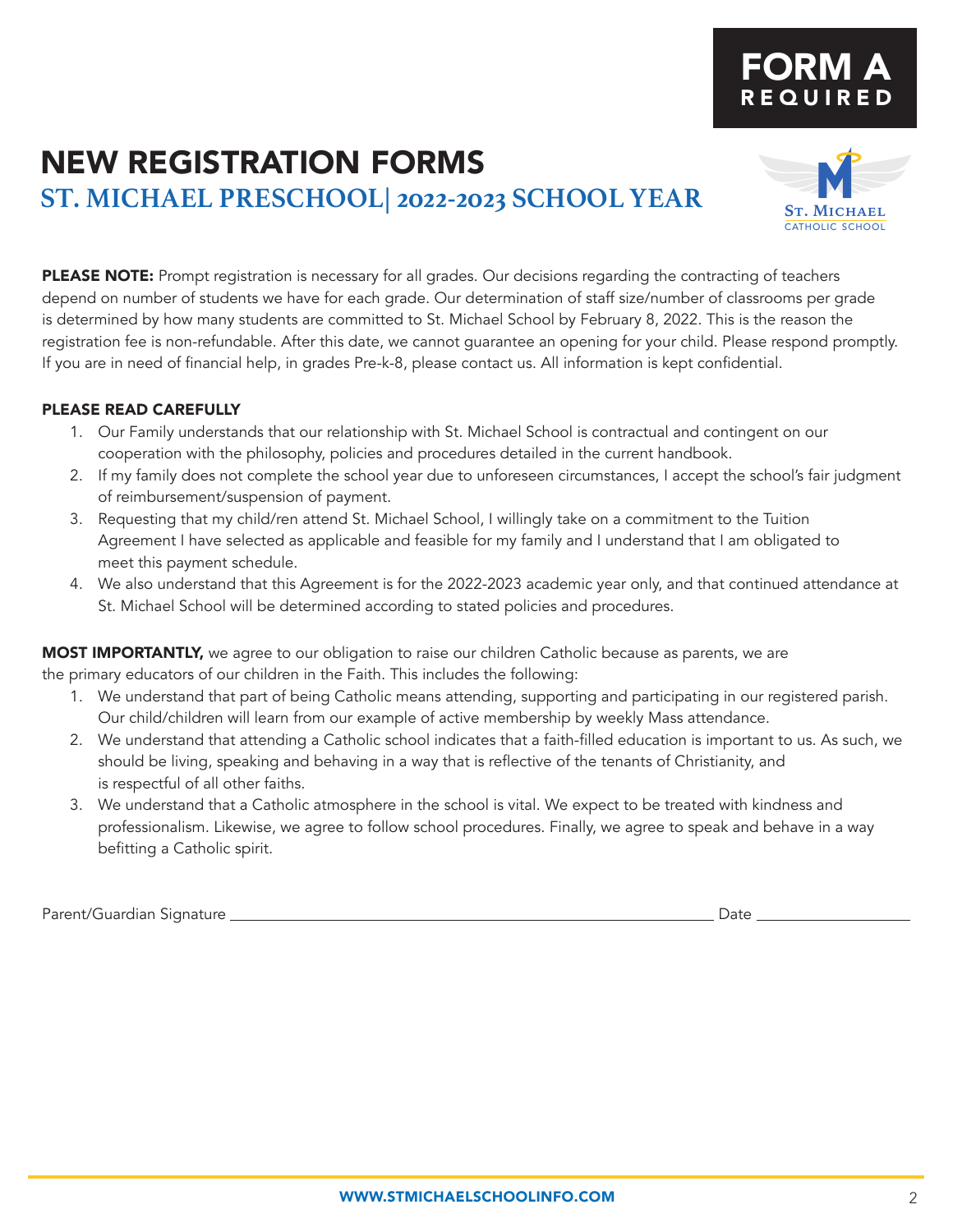**FORM A**
**REQUIRED**

# NEW REGISTRATION FORMS

## ST. MICHAEL PRESCHOOL| 2022-2023 SCHOOL YEAR

St. Michael Catholic School

**PLEASE NOTE:** Prompt registration is necessary for all grades. Our decisions regarding the contracting of teachers depend on number of students we have for each grade. Our determination of staff size/number of classrooms per grade is determined by how many students are committed to St. Michael School by February 8, 2022. This is the reason the registration fee is non-refundable. After this date, we cannot guarantee an opening for your child. Please respond promptly. If you are in need of financial help, in grades Pre-k-8, please contact us. All information is kept confidential.

**PLEASE READ CAREFULLY**

1. Our Family understands that our relationship with St. Michael School is contractual and contingent on our cooperation with the philosophy, policies and procedures detailed in the current handbook.
2. If my family does not complete the school year due to unforeseen circumstances, I accept the school's fair judgment of reimbursement/suspension of payment.
3. Requesting that my child/ren attend St. Michael School, I willingly take on a commitment to the Tuition Agreement I have selected as applicable and feasible for my family and I understand that I am obligated to meet this payment schedule.
4. We also understand that this Agreement is for the 2022-2023 academic year only, and that continued attendance at St. Michael School will be determined according to stated policies and procedures.

**MOST IMPORTANTLY,** we agree to our obligation to raise our children Catholic because as parents, we are the primary educators of our children in the Faith. This includes the following:

1. We understand that part of being Catholic means attending, supporting and participating in our registered parish. Our child/children will learn from our example of active membership by weekly Mass attendance.
2. We understand that attending a Catholic school indicates that a faith-filled education is important to us. As such, we should be living, speaking and behaving in a way that is reflective of the tenants of Christianity, and is respectful of all other faiths.
3. We understand that a Catholic atmosphere in the school is vital. We expect to be treated with kindness and professionalism. Likewise, we agree to follow school procedures. Finally, we agree to speak and behave in a way befitting a Catholic spirit.

Parent/Guardian Signature ______________________________________________ Date ______________

WWW.STMICHAELSCHOOLINFO.COM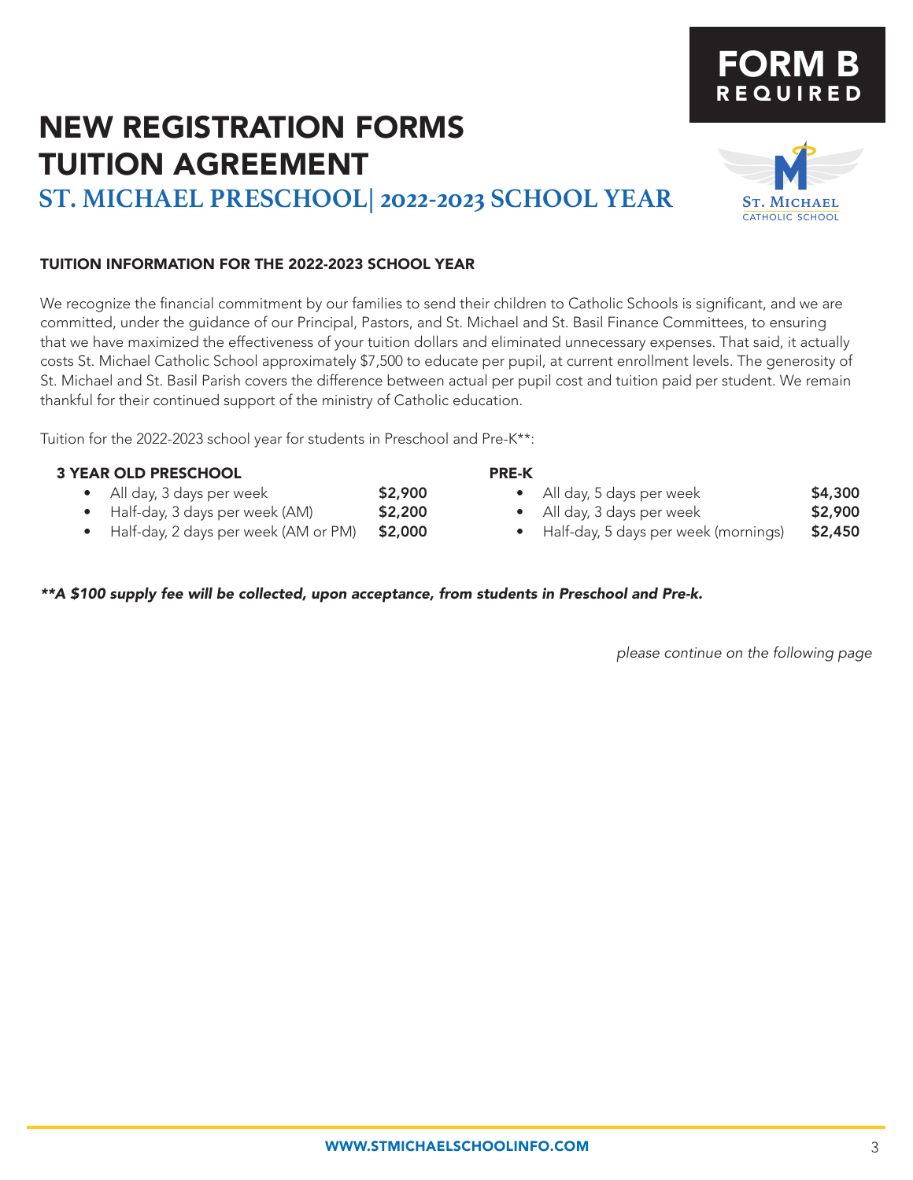**FORM B**
**REQUIRED**

# NEW REGISTRATION FORMS
# TUITION AGREEMENT

## ST. MICHAEL PRESCHOOL| 2022-2023 SCHOOL YEAR

### TUITION INFORMATION FOR THE 2022-2023 SCHOOL YEAR

We recognize the financial commitment by our families to send their children to Catholic Schools is significant, and we are committed, under the guidance of our Principal, Pastors, and St. Michael and St. Basil Finance Committees, to ensuring that we have maximized the effectiveness of your tuition dollars and eliminated unnecessary expenses. That said, it actually costs St. Michael Catholic School approximately $7,500 to educate per pupil, at current enrollment levels. The generosity of St. Michael and St. Basil Parish covers the difference between actual per pupil cost and tuition paid per student. We remain thankful for their continued support of the ministry of Catholic education.

Tuition for the 2022-2023 school year for students in Preschool and Pre-K**:

**3 YEAR OLD PRESCHOOL**

- All day, 3 days per week **$2,900**
- Half-day, 3 days per week (AM) **$2,200**
- Half-day, 2 days per week (AM or PM) **$2,000**

**PRE-K**

- All day, 5 days per week **$4,300**
- All day, 3 days per week **$2,900**
- Half-day, 5 days per week (mornings) **$2,450**

***\*\*A $100 supply fee will be collected, upon acceptance, from students in Preschool and Pre-k.***

*please continue on the following page*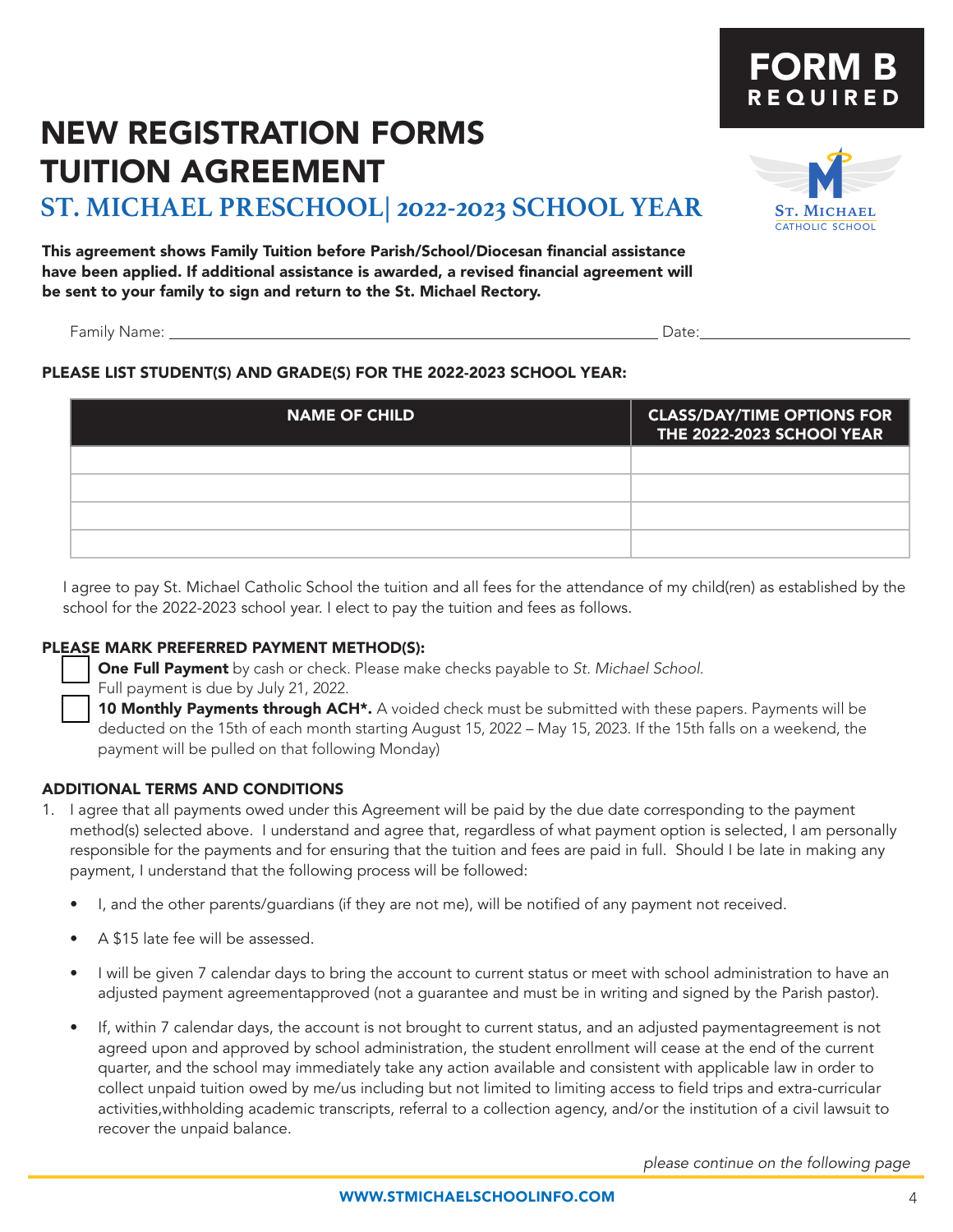**FORM B**
**REQUIRED**

# NEW REGISTRATION FORMS
# TUITION AGREEMENT
## ST. MICHAEL PRESCHOOL| 2022-2023 SCHOOL YEAR

ST. MICHAEL CATHOLIC SCHOOL

**This agreement shows Family Tuition before Parish/School/Diocesan financial assistance have been applied. If additional assistance is awarded, a revised financial agreement will be sent to your family to sign and return to the St. Michael Rectory.**

Family Name: ______________________________ Date: ______________

**PLEASE LIST STUDENT(S) AND GRADE(S) FOR THE 2022-2023 SCHOOL YEAR:**

| NAME OF CHILD | CLASS/DAY/TIME OPTIONS FOR THE 2022-2023 SCHOOl YEAR |
|---|---|
| | |
| | |
| | |
| | |

I agree to pay St. Michael Catholic School the tuition and all fees for the attendance of my child(ren) as established by the school for the 2022-2023 school year. I elect to pay the tuition and fees as follows.

**PLEASE MARK PREFERRED PAYMENT METHOD(S):**

- ☐ **One Full Payment** by cash or check. Please make checks payable to *St. Michael School.* Full payment is due by July 21, 2022.
- ☐ **10 Monthly Payments through ACH*.** A voided check must be submitted with these papers. Payments will be deducted on the 15th of each month starting August 15, 2022 – May 15, 2023. If the 15th falls on a weekend, the payment will be pulled on that following Monday)

**ADDITIONAL TERMS AND CONDITIONS**

1. I agree that all payments owed under this Agreement will be paid by the due date corresponding to the payment method(s) selected above. I understand and agree that, regardless of what payment option is selected, I am personally responsible for the payments and for ensuring that the tuition and fees are paid in full. Should I be late in making any payment, I understand that the following process will be followed:

   - I, and the other parents/guardians (if they are not me), will be notified of any payment not received.
   - A $15 late fee will be assessed.
   - I will be given 7 calendar days to bring the account to current status or meet with school administration to have an adjusted payment agreementapproved (not a guarantee and must be in writing and signed by the Parish pastor).
   - If, within 7 calendar days, the account is not brought to current status, and an adjusted paymentagreement is not agreed upon and approved by school administration, the student enrollment will cease at the end of the current quarter, and the school may immediately take any action available and consistent with applicable law in order to collect unpaid tuition owed by me/us including but not limited to limiting access to field trips and extra-curricular activities,withholding academic transcripts, referral to a collection agency, and/or the institution of a civil lawsuit to recover the unpaid balance.

*please continue on the following page*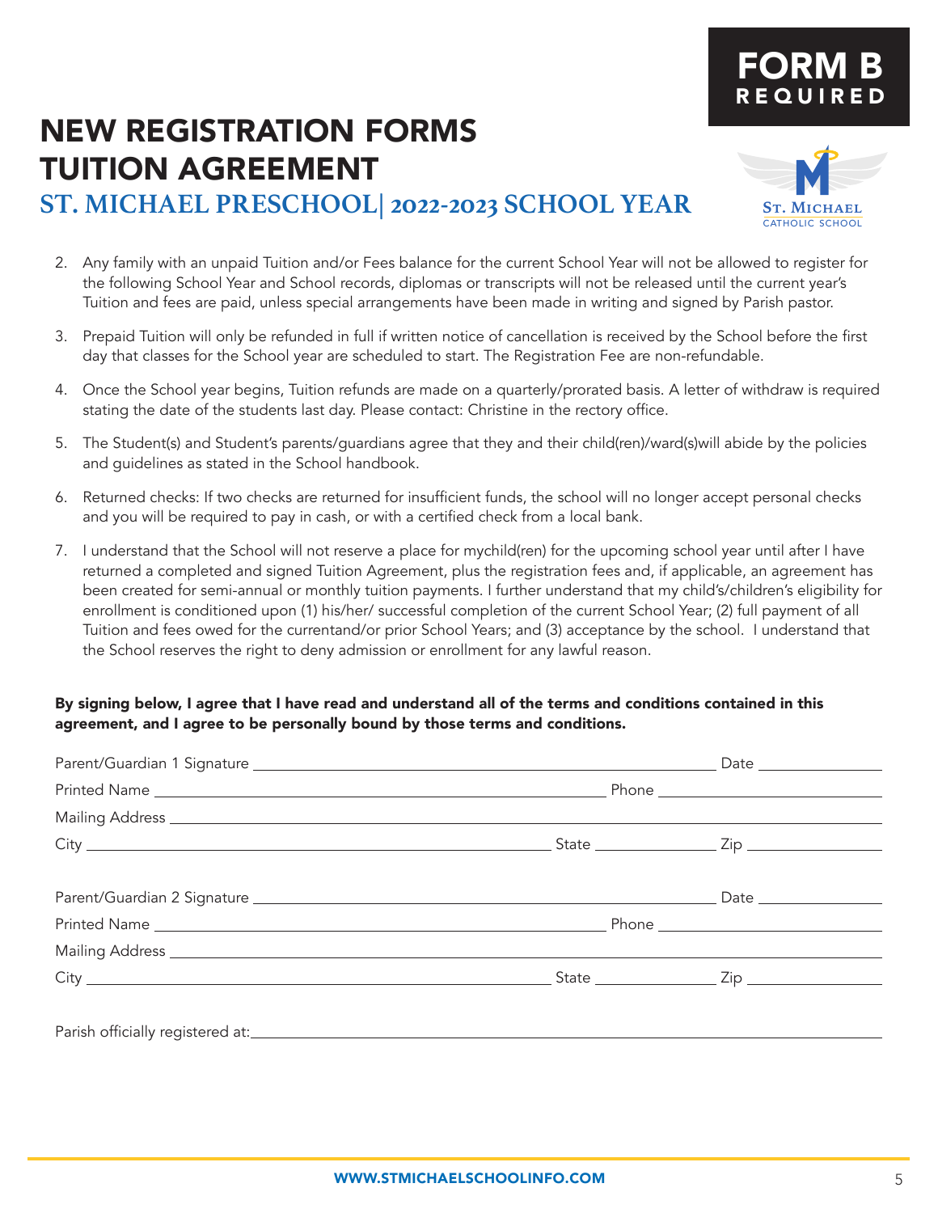**FORM B**
**REQUIRED**

# NEW REGISTRATION FORMS
# TUITION AGREEMENT

## ST. MICHAEL PRESCHOOL| 2022-2023 SCHOOL YEAR

St. Michael
CATHOLIC SCHOOL

2. Any family with an unpaid Tuition and/or Fees balance for the current School Year will not be allowed to register for the following School Year and School records, diplomas or transcripts will not be released until the current year's Tuition and fees are paid, unless special arrangements have been made in writing and signed by Parish pastor.
3. Prepaid Tuition will only be refunded in full if written notice of cancellation is received by the School before the first day that classes for the School year are scheduled to start. The Registration Fee are non-refundable.
4. Once the School year begins, Tuition refunds are made on a quarterly/prorated basis. A letter of withdraw is required stating the date of the students last day. Please contact: Christine in the rectory office.
5. The Student(s) and Student's parents/guardians agree that they and their child(ren)/ward(s)will abide by the policies and guidelines as stated in the School handbook.
6. Returned checks: If two checks are returned for insufficient funds, the school will no longer accept personal checks and you will be required to pay in cash, or with a certified check from a local bank.
7. I understand that the School will not reserve a place for mychild(ren) for the upcoming school year until after I have returned a completed and signed Tuition Agreement, plus the registration fees and, if applicable, an agreement has been created for semi-annual or monthly tuition payments. I further understand that my child's/children's eligibility for enrollment is conditioned upon (1) his/her/ successful completion of the current School Year; (2) full payment of all Tuition and fees owed for the currentand/or prior School Years; and (3) acceptance by the school. I understand that the School reserves the right to deny admission or enrollment for any lawful reason.

**By signing below, I agree that I have read and understand all of the terms and conditions contained in this agreement, and I agree to be personally bound by those terms and conditions.**

Parent/Guardian 1 Signature ____________________ Date __________

Printed Name ____________________ Phone __________

Mailing Address ____________________

City ____________________ State __________ Zip __________

Parent/Guardian 2 Signature ____________________ Date __________

Printed Name ____________________ Phone __________

Mailing Address ____________________

City ____________________ State __________ Zip __________

Parish officially registered at: ____________________

WWW.STMICHAELSCHOOLINFO.COM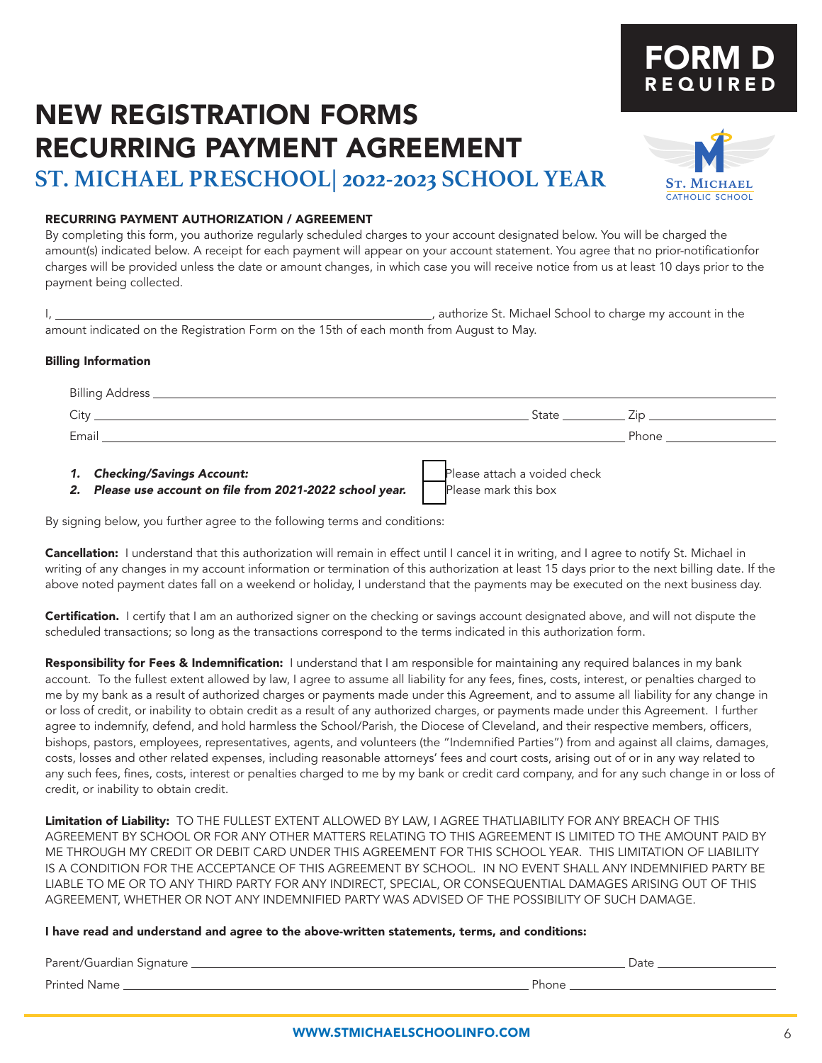**FORM D REQUIRED**

# NEW REGISTRATION FORMS RECURRING PAYMENT AGREEMENT

## ST. MICHAEL PRESCHOOL| 2022-2023 SCHOOL YEAR

ST. MICHAEL CATHOLIC SCHOOL

### RECURRING PAYMENT AUTHORIZATION / AGREEMENT

By completing this form, you authorize regularly scheduled charges to your account designated below. You will be charged the amount(s) indicated below. A receipt for each payment will appear on your account statement. You agree that no prior-notificationfor charges will be provided unless the date or amount changes, in which case you will receive notice from us at least 10 days prior to the payment being collected.

I, ______________________________, authorize St. Michael School to charge my account in the amount indicated on the Registration Form on the 15th of each month from August to May.

**Billing Information**

Billing Address ______________________________

City ______________________________ State __________ Zip __________

Email ______________________________ Phone __________

1. ***Checking/Savings Account:*** ☐ Please attach a voided check
2. ***Please use account on file from 2021-2022 school year.*** ☐ Please mark this box

By signing below, you further agree to the following terms and conditions:

**Cancellation:** I understand that this authorization will remain in effect until I cancel it in writing, and I agree to notify St. Michael in writing of any changes in my account information or termination of this authorization at least 15 days prior to the next billing date. If the above noted payment dates fall on a weekend or holiday, I understand that the payments may be executed on the next business day.

**Certification.** I certify that I am an authorized signer on the checking or savings account designated above, and will not dispute the scheduled transactions; so long as the transactions correspond to the terms indicated in this authorization form.

**Responsibility for Fees & Indemnification:** I understand that I am responsible for maintaining any required balances in my bank account. To the fullest extent allowed by law, I agree to assume all liability for any fees, fines, costs, interest, or penalties charged to me by my bank as a result of authorized charges or payments made under this Agreement, and to assume all liability for any change in or loss of credit, or inability to obtain credit as a result of any authorized charges, or payments made under this Agreement. I further agree to indemnify, defend, and hold harmless the School/Parish, the Diocese of Cleveland, and their respective members, officers, bishops, pastors, employees, representatives, agents, and volunteers (the "Indemnified Parties") from and against all claims, damages, costs, losses and other related expenses, including reasonable attorneys' fees and court costs, arising out of or in any way related to any such fees, fines, costs, interest or penalties charged to me by my bank or credit card company, and for any such change in or loss of credit, or inability to obtain credit.

**Limitation of Liability:** TO THE FULLEST EXTENT ALLOWED BY LAW, I AGREE THATLIABILITY FOR ANY BREACH OF THIS AGREEMENT BY SCHOOL OR FOR ANY OTHER MATTERS RELATING TO THIS AGREEMENT IS LIMITED TO THE AMOUNT PAID BY ME THROUGH MY CREDIT OR DEBIT CARD UNDER THIS AGREEMENT FOR THIS SCHOOL YEAR. THIS LIMITATION OF LIABILITY IS A CONDITION FOR THE ACCEPTANCE OF THIS AGREEMENT BY SCHOOL. IN NO EVENT SHALL ANY INDEMNIFIED PARTY BE LIABLE TO ME OR TO ANY THIRD PARTY FOR ANY INDIRECT, SPECIAL, OR CONSEQUENTIAL DAMAGES ARISING OUT OF THIS AGREEMENT, WHETHER OR NOT ANY INDEMNIFIED PARTY WAS ADVISED OF THE POSSIBILITY OF SUCH DAMAGE.

**I have read and understand and agree to the above-written statements, terms, and conditions:**

Parent/Guardian Signature ______________________________ Date __________

Printed Name ______________________________ Phone __________

WWW.STMICHAELSCHOOLINFO.COM